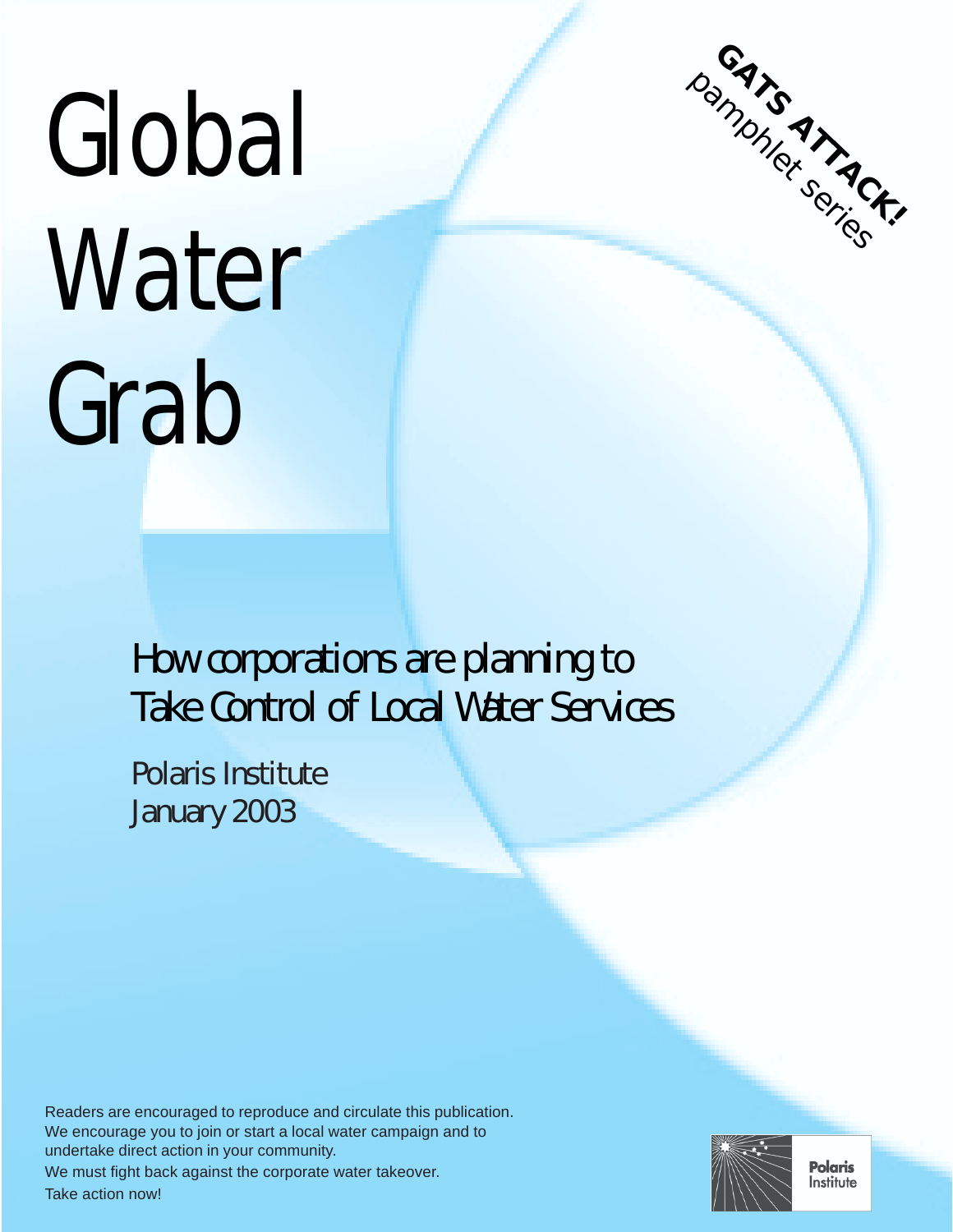# Global Water Grab

GATS ATTACK! pamphlet series

## How corporations are planning to Take Control of Local Water Services

Polaris Institute
January 2003

Readers are encouraged to reproduce and circulate this publication.
We encourage you to join or start a local water campaign and to undertake direct action in your community.
We must fight back against the corporate water takeover.
Take action now!

Polaris Institute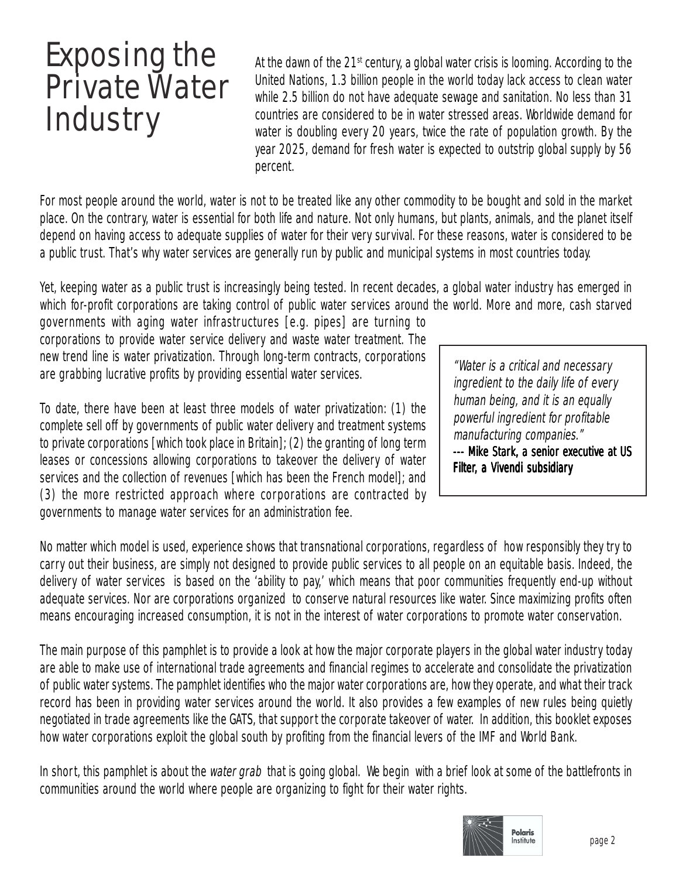# Exposing the Private Water Industry

At the dawn of the 21st century, a global water crisis is looming. According to the United Nations, 1.3 billion people in the world today lack access to clean water while 2.5 billion do not have adequate sewage and sanitation. No less than 31 countries are considered to be in water stressed areas. Worldwide demand for water is doubling every 20 years, twice the rate of population growth. By the year 2025, demand for fresh water is expected to outstrip global supply by 56 percent.

For most people around the world, water is not to be treated like any other commodity to be bought and sold in the market place. On the contrary, water is essential for both life and nature. Not only humans, but plants, animals, and the planet itself depend on having access to adequate supplies of water for their very survival. For these reasons, water is considered to be a public trust. That's why water services are generally run by public and municipal systems in most countries today.

Yet, keeping water as a public trust is increasingly being tested. In recent decades, a global water industry has emerged in which for-profit corporations are taking control of public water services around the world. More and more, cash starved governments with aging water infrastructures [e.g. pipes] are turning to corporations to provide water service delivery and waste water treatment. The new trend line is water privatization. Through long-term contracts, corporations are grabbing lucrative profits by providing essential water services.

> *"Water is a critical and necessary ingredient to the daily life of every human being, and it is an equally powerful ingredient for profitable manufacturing companies."*
> **--- Mike Stark, a senior executive at US Filter, a Vivendi subsidiary**

To date, there have been at least three models of water privatization: (1) the complete sell off by governments of public water delivery and treatment systems to private corporations [which took place in Britain]; (2) the granting of long term leases or concessions allowing corporations to takeover the delivery of water services and the collection of revenues [which has been the French model]; and (3) the more restricted approach where corporations are contracted by governments to manage water services for an administration fee.

No matter which model is used, experience shows that transnational corporations, regardless of how responsibly they try to carry out their business, are simply not designed to provide public services to all people on an equitable basis. Indeed, the delivery of water services is based on the 'ability to pay,' which means that poor communities frequently end-up without adequate services. Nor are corporations organized to conserve natural resources like water. Since maximizing profits often means encouraging increased consumption, it is not in the interest of water corporations to promote water conservation.

The main purpose of this pamphlet is to provide a look at how the major corporate players in the global water industry today are able to make use of international trade agreements and financial regimes to accelerate and consolidate the privatization of public water systems. The pamphlet identifies who the major water corporations are, how they operate, and what their track record has been in providing water services around the world. It also provides a few examples of new rules being quietly negotiated in trade agreements like the GATS, that support the corporate takeover of water. In addition, this booklet exposes how water corporations exploit the global south by profiting from the financial levers of the IMF and World Bank.

In short, this pamphlet is about the *water grab* that is going global. We begin with a brief look at some of the battlefronts in communities around the world where people are organizing to fight for their water rights.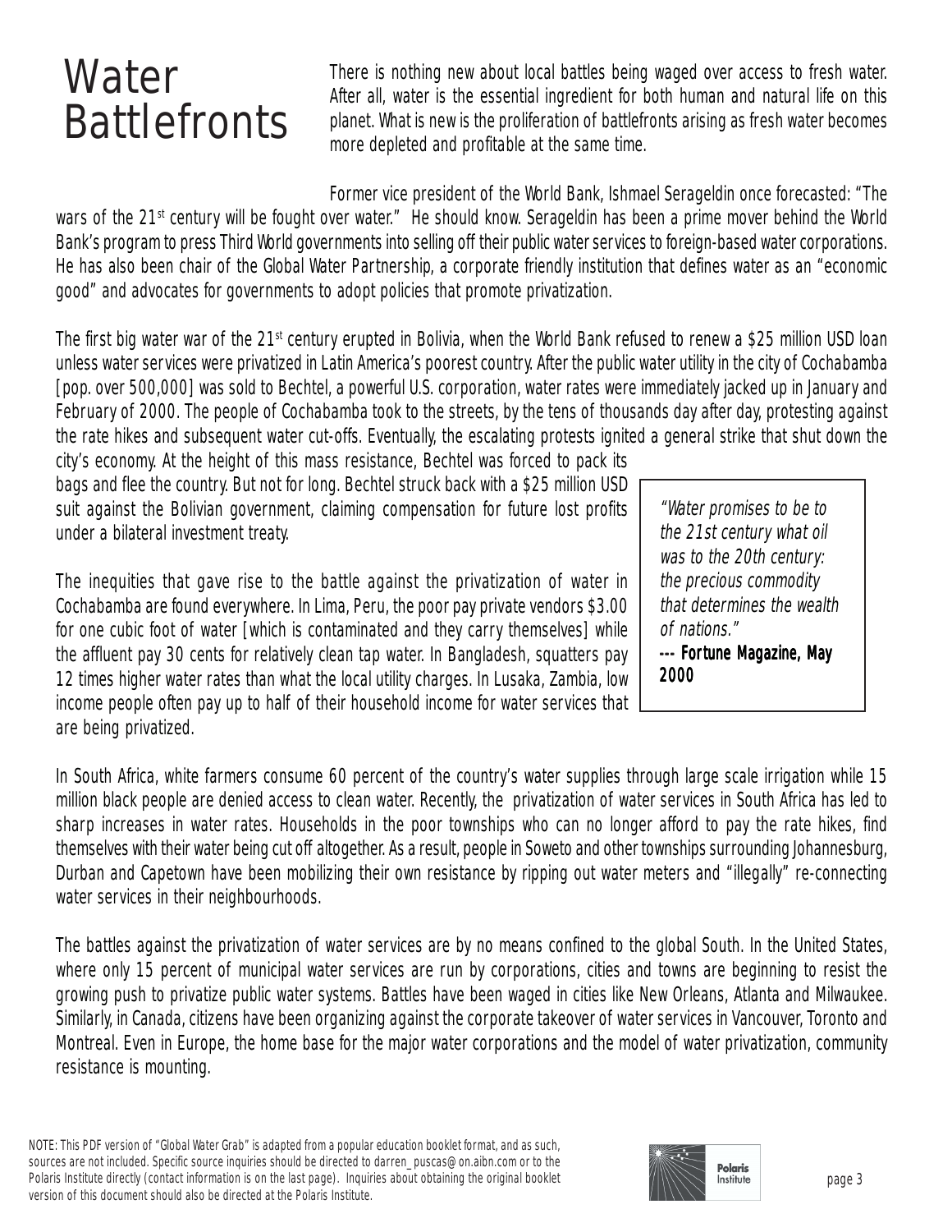# Water Battlefronts

There is nothing new about local battles being waged over access to fresh water. After all, water is the essential ingredient for both human and natural life on this planet. What is new is the proliferation of battlefronts arising as fresh water becomes more depleted and profitable at the same time.

Former vice president of the World Bank, Ishmael Serageldin once forecasted: "The wars of the 21st century will be fought over water." He should know. Serageldin has been a prime mover behind the World Bank's program to press Third World governments into selling off their public water services to foreign-based water corporations. He has also been chair of the Global Water Partnership, a corporate friendly institution that defines water as an "economic good" and advocates for governments to adopt policies that promote privatization.

The first big water war of the 21st century erupted in Bolivia, when the World Bank refused to renew a $25 million USD loan unless water services were privatized in Latin America's poorest country. After the public water utility in the city of Cochabamba [pop. over 500,000] was sold to Bechtel, a powerful U.S. corporation, water rates were immediately jacked up in January and February of 2000. The people of Cochabamba took to the streets, by the tens of thousands day after day, protesting against the rate hikes and subsequent water cut-offs. Eventually, the escalating protests ignited a general strike that shut down the city's economy. At the height of this mass resistance, Bechtel was forced to pack its bags and flee the country. But not for long. Bechtel struck back with a $25 million USD suit against the Bolivian government, claiming compensation for future lost profits under a bilateral investment treaty.

> *"Water promises to be to the 21st century what oil was to the 20th century: the precious commodity that determines the wealth of nations."*
> **--- Fortune Magazine, May 2000**

The inequities that gave rise to the battle against the privatization of water in Cochabamba are found everywhere. In Lima, Peru, the poor pay private vendors $3.00 for one cubic foot of water [which is contaminated and they carry themselves] while the affluent pay 30 cents for relatively clean tap water. In Bangladesh, squatters pay 12 times higher water rates than what the local utility charges. In Lusaka, Zambia, low income people often pay up to half of their household income for water services that are being privatized.

In South Africa, white farmers consume 60 percent of the country's water supplies through large scale irrigation while 15 million black people are denied access to clean water. Recently, the privatization of water services in South Africa has led to sharp increases in water rates. Households in the poor townships who can no longer afford to pay the rate hikes, find themselves with their water being cut off altogether. As a result, people in Soweto and other townships surrounding Johannesburg, Durban and Capetown have been mobilizing their own resistance by ripping out water meters and "illegally" re-connecting water services in their neighbourhoods.

The battles against the privatization of water services are by no means confined to the global South. In the United States, where only 15 percent of municipal water services are run by corporations, cities and towns are beginning to resist the growing push to privatize public water systems. Battles have been waged in cities like New Orleans, Atlanta and Milwaukee. Similarly, in Canada, citizens have been organizing against the corporate takeover of water services in Vancouver, Toronto and Montreal. Even in Europe, the home base for the major water corporations and the model of water privatization, community resistance is mounting.

NOTE: This PDF version of "Global Water Grab" is adapted from a popular education booklet format, and as such, sources are not included. Specific source inquiries should be directed to darren_puscas@on.aibn.com or to the Polaris Institute directly (contact information is on the last page). Inquiries about obtaining the original booklet version of this document should also be directed at the Polaris Institute.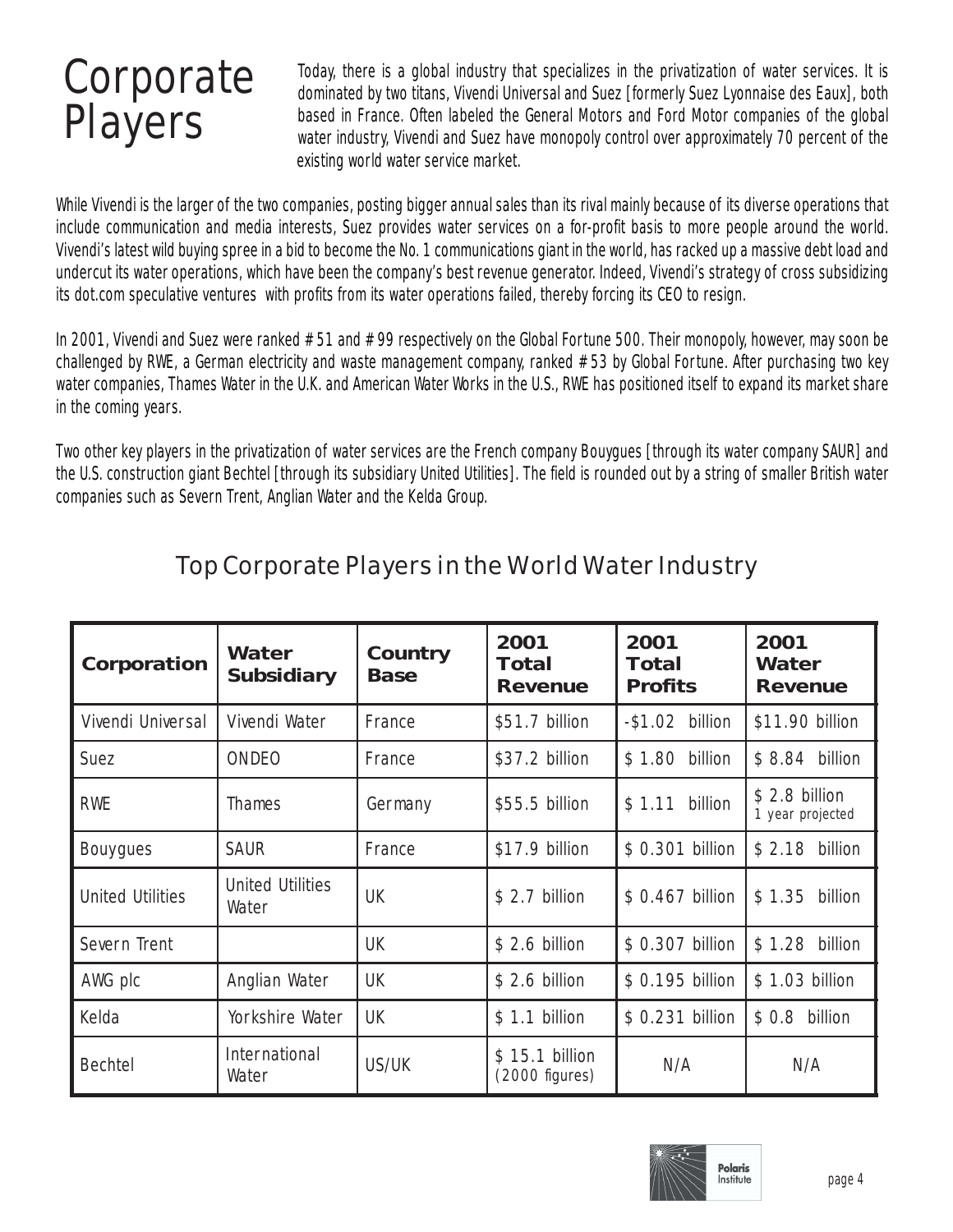# Corporate Players

Today, there is a global industry that specializes in the privatization of water services. It is dominated by two titans, Vivendi Universal and Suez [formerly Suez Lyonnaise des Eaux], both based in France. Often labeled the General Motors and Ford Motor companies of the global water industry, Vivendi and Suez have monopoly control over approximately 70 percent of the existing world water service market.

While Vivendi is the larger of the two companies, posting bigger annual sales than its rival mainly because of its diverse operations that include communication and media interests, Suez provides water services on a for-profit basis to more people around the world. Vivendi's latest wild buying spree in a bid to become the No. 1 communications giant in the world, has racked up a massive debt load and undercut its water operations, which have been the company's best revenue generator. Indeed, Vivendi's strategy of cross subsidizing its dot.com speculative ventures with profits from its water operations failed, thereby forcing its CEO to resign.

In 2001, Vivendi and Suez were ranked # 51 and # 99 respectively on the Global Fortune 500. Their monopoly, however, may soon be challenged by RWE, a German electricity and waste management company, ranked # 53 by Global Fortune. After purchasing two key water companies, Thames Water in the U.K. and American Water Works in the U.S., RWE has positioned itself to expand its market share in the coming years.

Two other key players in the privatization of water services are the French company Bouygues [through its water company SAUR] and the U.S. construction giant Bechtel [through its subsidiary United Utilities]. The field is rounded out by a string of smaller British water companies such as Severn Trent, Anglian Water and the Kelda Group.

## Top Corporate Players in the World Water Industry

| Corporation | Water Subsidiary | Country Base | 2001 Total Revenue | 2001 Total Profits | 2001 Water Revenue |
|---|---|---|---|---|---|
| Vivendi Universal | Vivendi Water | France | $51.7 billion | -$1.02 billion | $11.90 billion |
| Suez | ONDEO | France | $37.2 billion | $ 1.80 billion | $ 8.84 billion |
| RWE | Thames | Germany | $55.5 billion | $ 1.11 billion | $ 2.8 billion 1 year projected |
| Bouygues | SAUR | France | $17.9 billion | $ 0.301 billion | $ 2.18 billion |
| United Utilities | United Utilities Water | UK | $ 2.7 billion | $ 0.467 billion | $ 1.35 billion |
| Severn Trent | | UK | $ 2.6 billion | $ 0.307 billion | $ 1.28 billion |
| AWG plc | Anglian Water | UK | $ 2.6 billion | $ 0.195 billion | $ 1.03 billion |
| Kelda | Yorkshire Water | UK | $ 1.1 billion | $ 0.231 billion | $ 0.8 billion |
| Bechtel | International Water | US/UK | $ 15.1 billion (2000 figures) | N/A | N/A |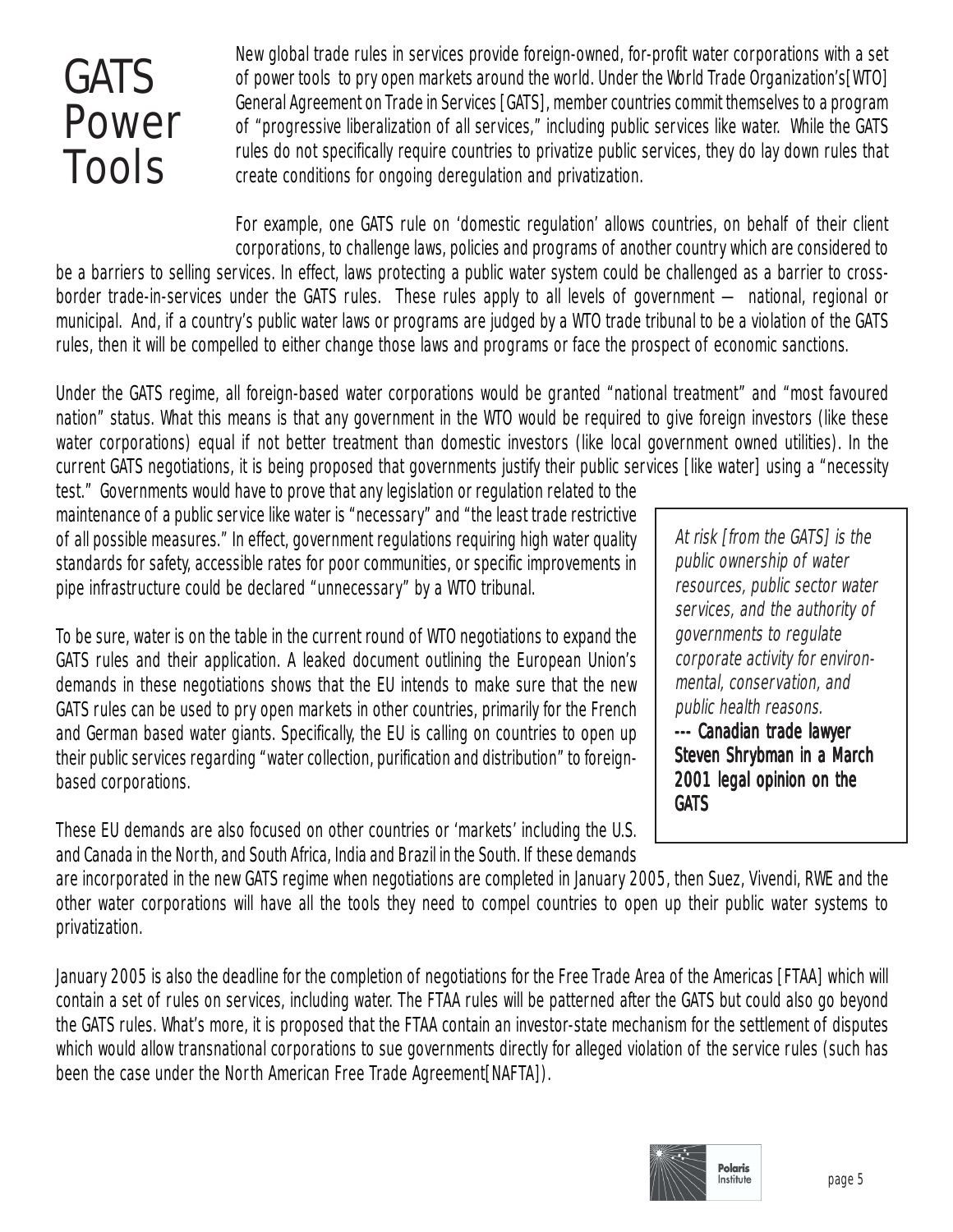# GATS Power Tools

New global trade rules in services provide foreign-owned, for-profit water corporations with a set of power tools to pry open markets around the world. Under the World Trade Organization's[WTO] General Agreement on Trade in Services [GATS], member countries commit themselves to a program of "progressive liberalization of all services," including public services like water. While the GATS rules do not specifically require countries to privatize public services, they do lay down rules that create conditions for ongoing deregulation and privatization.

For example, one GATS rule on 'domestic regulation' allows countries, on behalf of their client corporations, to challenge laws, policies and programs of another country which are considered to be a barriers to selling services. In effect, laws protecting a public water system could be challenged as a barrier to cross-border trade-in-services under the GATS rules. These rules apply to all levels of government — national, regional or municipal. And, if a country's public water laws or programs are judged by a WTO trade tribunal to be a violation of the GATS rules, then it will be compelled to either change those laws and programs or face the prospect of economic sanctions.

Under the GATS regime, all foreign-based water corporations would be granted "national treatment" and "most favoured nation" status. What this means is that any government in the WTO would be required to give foreign investors (like these water corporations) equal if not better treatment than domestic investors (like local government owned utilities). In the current GATS negotiations, it is being proposed that governments justify their public services [like water] using a "necessity test." Governments would have to prove that any legislation or regulation related to the maintenance of a public service like water is "necessary" and "the least trade restrictive of all possible measures." In effect, government regulations requiring high water quality standards for safety, accessible rates for poor communities, or specific improvements in pipe infrastructure could be declared "unnecessary" by a WTO tribunal.

> *At risk [from the GATS] is the public ownership of water resources, public sector water services, and the authority of governments to regulate corporate activity for environmental, conservation, and public health reasons.*
> **--- Canadian trade lawyer Steven Shrybman in a March 2001 legal opinion on the GATS**

To be sure, water is on the table in the current round of WTO negotiations to expand the GATS rules and their application. A leaked document outlining the European Union's demands in these negotiations shows that the EU intends to make sure that the new GATS rules can be used to pry open markets in other countries, primarily for the French and German based water giants. Specifically, the EU is calling on countries to open up their public services regarding "water collection, purification and distribution" to foreign-based corporations.

These EU demands are also focused on other countries or 'markets' including the U.S. and Canada in the North, and South Africa, India and Brazil in the South. If these demands are incorporated in the new GATS regime when negotiations are completed in January 2005, then Suez, Vivendi, RWE and the other water corporations will have all the tools they need to compel countries to open up their public water systems to privatization.

January 2005 is also the deadline for the completion of negotiations for the Free Trade Area of the Americas [FTAA] which will contain a set of rules on services, including water. The FTAA rules will be patterned after the GATS but could also go beyond the GATS rules. What's more, it is proposed that the FTAA contain an investor-state mechanism for the settlement of disputes which would allow transnational corporations to sue governments directly for alleged violation of the service rules (such has been the case under the North American Free Trade Agreement[NAFTA]).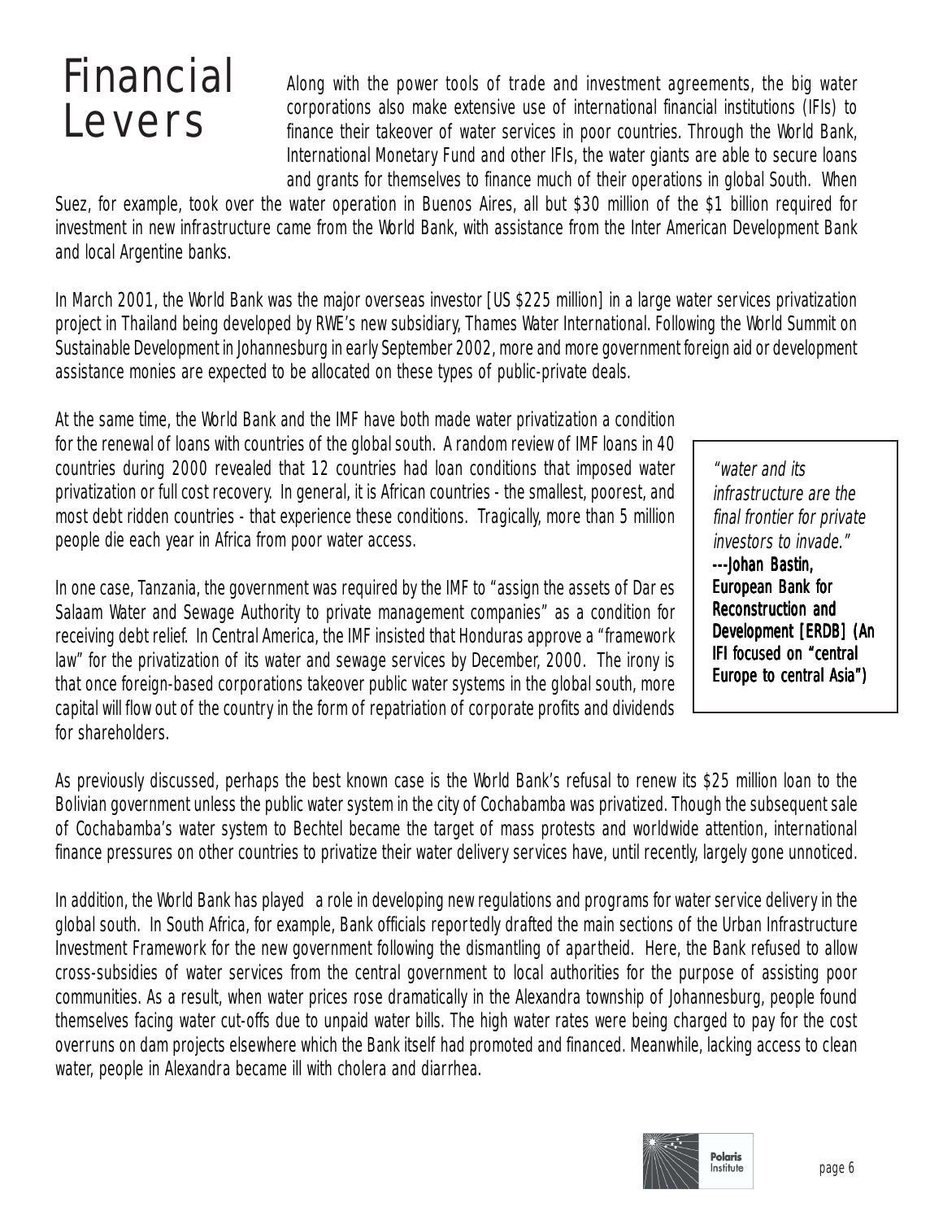# Financial Levers

Along with the power tools of trade and investment agreements, the big water corporations also make extensive use of international financial institutions (IFIs) to finance their takeover of water services in poor countries. Through the World Bank, International Monetary Fund and other IFIs, the water giants are able to secure loans and grants for themselves to finance much of their operations in global South. When Suez, for example, took over the water operation in Buenos Aires, all but $30 million of the $1 billion required for investment in new infrastructure came from the World Bank, with assistance from the Inter American Development Bank and local Argentine banks.

In March 2001, the World Bank was the major overseas investor [US $225 million] in a large water services privatization project in Thailand being developed by RWE's new subsidiary, Thames Water International. Following the World Summit on Sustainable Development in Johannesburg in early September 2002, more and more government foreign aid or development assistance monies are expected to be allocated on these types of public-private deals.

At the same time, the World Bank and the IMF have both made water privatization a condition for the renewal of loans with countries of the global south. A random review of IMF loans in 40 countries during 2000 revealed that 12 countries had loan conditions that imposed water privatization or full cost recovery. In general, it is African countries - the smallest, poorest, and most debt ridden countries - that experience these conditions. Tragically, more than 5 million people die each year in Africa from poor water access.

In one case, Tanzania, the government was required by the IMF to "assign the assets of Dar es Salaam Water and Sewage Authority to private management companies" as a condition for receiving debt relief. In Central America, the IMF insisted that Honduras approve a "framework law" for the privatization of its water and sewage services by December, 2000. The irony is that once foreign-based corporations takeover public water systems in the global south, more capital will flow out of the country in the form of repatriation of corporate profits and dividends for shareholders.

> *"water and its infrastructure are the final frontier for private investors to invade."*
> **---Johan Bastin, European Bank for Reconstruction and Development [ERDB] (An IFI focused on "central Europe to central Asia")**

As previously discussed, perhaps the best known case is the World Bank's refusal to renew its $25 million loan to the Bolivian government unless the public water system in the city of Cochabamba was privatized. Though the subsequent sale of Cochabamba's water system to Bechtel became the target of mass protests and worldwide attention, international finance pressures on other countries to privatize their water delivery services have, until recently, largely gone unnoticed.

In addition, the World Bank has played a role in developing new regulations and programs for water service delivery in the global south. In South Africa, for example, Bank officials reportedly drafted the main sections of the Urban Infrastructure Investment Framework for the new government following the dismantling of apartheid. Here, the Bank refused to allow cross-subsidies of water services from the central government to local authorities for the purpose of assisting poor communities. As a result, when water prices rose dramatically in the Alexandra township of Johannesburg, people found themselves facing water cut-offs due to unpaid water bills. The high water rates were being charged to pay for the cost overruns on dam projects elsewhere which the Bank itself had promoted and financed. Meanwhile, lacking access to clean water, people in Alexandra became ill with cholera and diarrhea.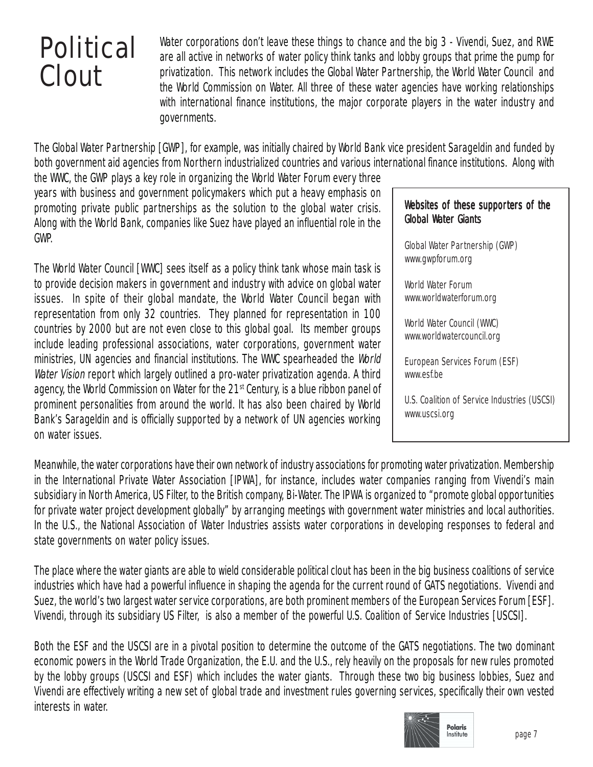# Political Clout

Water corporations don't leave these things to chance and the big 3 - Vivendi, Suez, and RWE are all active in networks of water policy think tanks and lobby groups that prime the pump for privatization. This network includes the Global Water Partnership, the World Water Council and the World Commission on Water. All three of these water agencies have working relationships with international finance institutions, the major corporate players in the water industry and governments.

The Global Water Partnership [GWP], for example, was initially chaired by World Bank vice president Sarageldin and funded by both government aid agencies from Northern industrialized countries and various international finance institutions. Along with the WWC, the GWP plays a key role in organizing the World Water Forum every three years with business and government policymakers which put a heavy emphasis on promoting private public partnerships as the solution to the global water crisis. Along with the World Bank, companies like Suez have played an influential role in the GWP.

The World Water Council [WWC] sees itself as a policy think tank whose main task is to provide decision makers in government and industry with advice on global water issues. In spite of their global mandate, the World Water Council began with representation from only 32 countries. They planned for representation in 100 countries by 2000 but are not even close to this global goal. Its member groups include leading professional associations, water corporations, government water ministries, UN agencies and financial institutions. The WWC spearheaded the *World Water Vision* report which largely outlined a pro-water privatization agenda. A third agency, the World Commission on Water for the 21st Century, is a blue ribbon panel of prominent personalities from around the world. It has also been chaired by World Bank's Sarageldin and is officially supported by a network of UN agencies working on water issues.

> **Websites of these supporters of the Global Water Giants**
>
> Global Water Partnership (GWP)
> www.gwpforum.org
>
> World Water Forum
> www.worldwaterforum.org
>
> World Water Council (WWC)
> www.worldwatercouncil.org
>
> European Services Forum (ESF)
> www.esf.be
>
> U.S. Coalition of Service Industries (USCSI)
> www.uscsi.org

Meanwhile, the water corporations have their own network of industry associations for promoting water privatization. Membership in the International Private Water Association [IPWA], for instance, includes water companies ranging from Vivendi's main subsidiary in North America, US Filter, to the British company, Bi-Water. The IPWA is organized to "promote global opportunities for private water project development globally" by arranging meetings with government water ministries and local authorities. In the U.S., the National Association of Water Industries assists water corporations in developing responses to federal and state governments on water policy issues.

The place where the water giants are able to wield considerable political clout has been in the big business coalitions of service industries which have had a powerful influence in shaping the agenda for the current round of GATS negotiations. Vivendi and Suez, the world's two largest water service corporations, are both prominent members of the European Services Forum [ESF]. Vivendi, through its subsidiary US Filter, is also a member of the powerful U.S. Coalition of Service Industries [USCSI].

Both the ESF and the USCSI are in a pivotal position to determine the outcome of the GATS negotiations. The two dominant economic powers in the World Trade Organization, the E.U. and the U.S., rely heavily on the proposals for new rules promoted by the lobby groups (USCSI and ESF) which includes the water giants. Through these two big business lobbies, Suez and Vivendi are effectively writing a new set of global trade and investment rules governing services, specifically their own vested interests in water.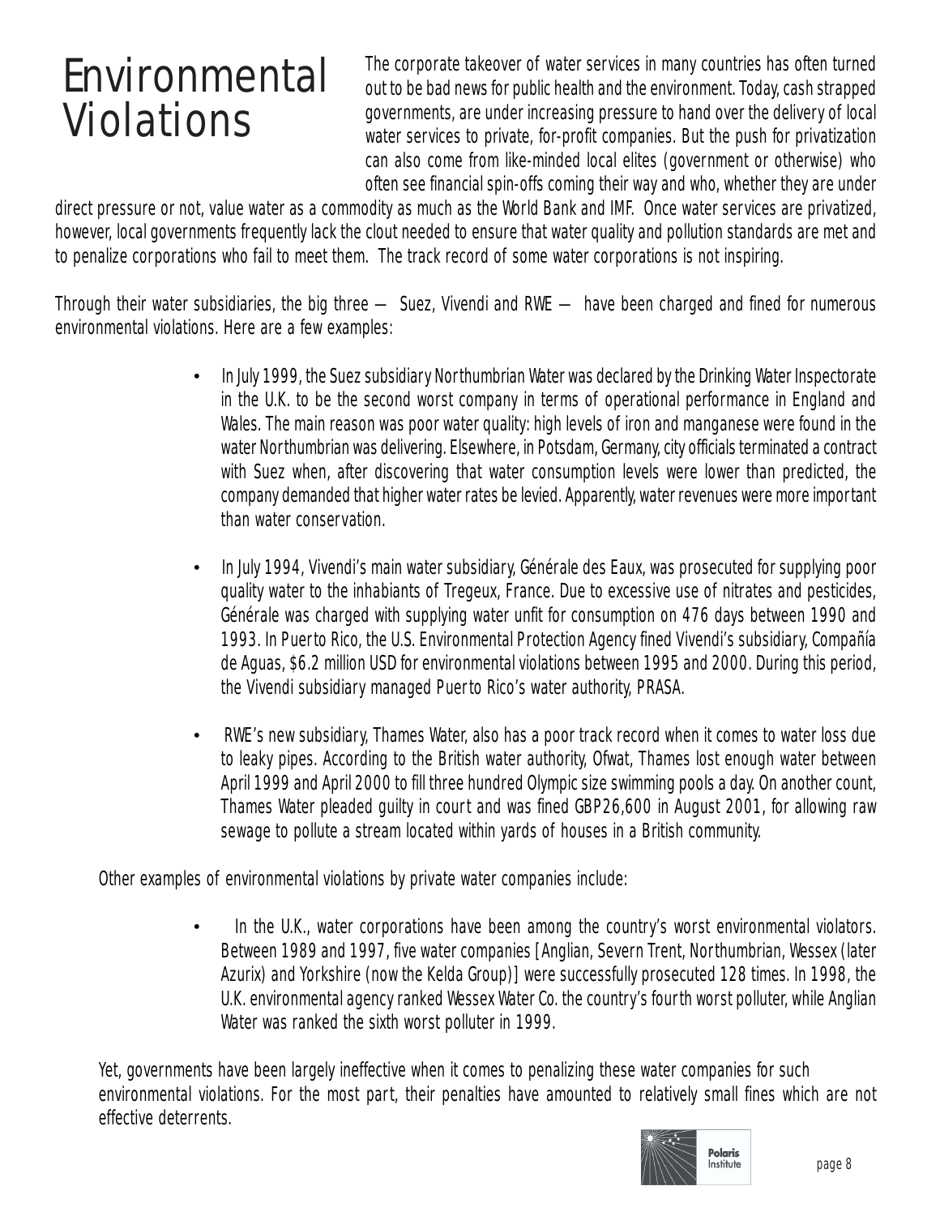# Environmental Violations

The corporate takeover of water services in many countries has often turned out to be bad news for public health and the environment. Today, cash strapped governments, are under increasing pressure to hand over the delivery of local water services to private, for-profit companies. But the push for privatization can also come from like-minded local elites (government or otherwise) who often see financial spin-offs coming their way and who, whether they are under direct pressure or not, value water as a commodity as much as the World Bank and IMF. Once water services are privatized, however, local governments frequently lack the clout needed to ensure that water quality and pollution standards are met and to penalize corporations who fail to meet them. The track record of some water corporations is not inspiring.

Through their water subsidiaries, the big three — Suez, Vivendi and RWE — have been charged and fined for numerous environmental violations. Here are a few examples:

- In July 1999, the Suez subsidiary Northumbrian Water was declared by the Drinking Water Inspectorate in the U.K. to be the second worst company in terms of operational performance in England and Wales. The main reason was poor water quality: high levels of iron and manganese were found in the water Northumbrian was delivering. Elsewhere, in Potsdam, Germany, city officials terminated a contract with Suez when, after discovering that water consumption levels were lower than predicted, the company demanded that higher water rates be levied. Apparently, water revenues were more important than water conservation.

- In July 1994, Vivendi's main water subsidiary, Générale des Eaux, was prosecuted for supplying poor quality water to the inhabitants of Tregeux, France. Due to excessive use of nitrates and pesticides, Générale was charged with supplying water unfit for consumption on 476 days between 1990 and 1993. In Puerto Rico, the U.S. Environmental Protection Agency fined Vivendi's subsidiary, Compañía de Aguas, $6.2 million USD for environmental violations between 1995 and 2000. During this period, the Vivendi subsidiary managed Puerto Rico's water authority, PRASA.

- RWE's new subsidiary, Thames Water, also has a poor track record when it comes to water loss due to leaky pipes. According to the British water authority, Ofwat, Thames lost enough water between April 1999 and April 2000 to fill three hundred Olympic size swimming pools a day. On another count, Thames Water pleaded guilty in court and was fined GBP26,600 in August 2001, for allowing raw sewage to pollute a stream located within yards of houses in a British community.

Other examples of environmental violations by private water companies include:

- In the U.K., water corporations have been among the country's worst environmental violators. Between 1989 and 1997, five water companies [Anglian, Severn Trent, Northumbrian, Wessex (later Azurix) and Yorkshire (now the Kelda Group)] were successfully prosecuted 128 times. In 1998, the U.K. environmental agency ranked Wessex Water Co. the country's fourth worst polluter, while Anglian Water was ranked the sixth worst polluter in 1999.

Yet, governments have been largely ineffective when it comes to penalizing these water companies for such environmental violations. For the most part, their penalties have amounted to relatively small fines which are not effective deterrents.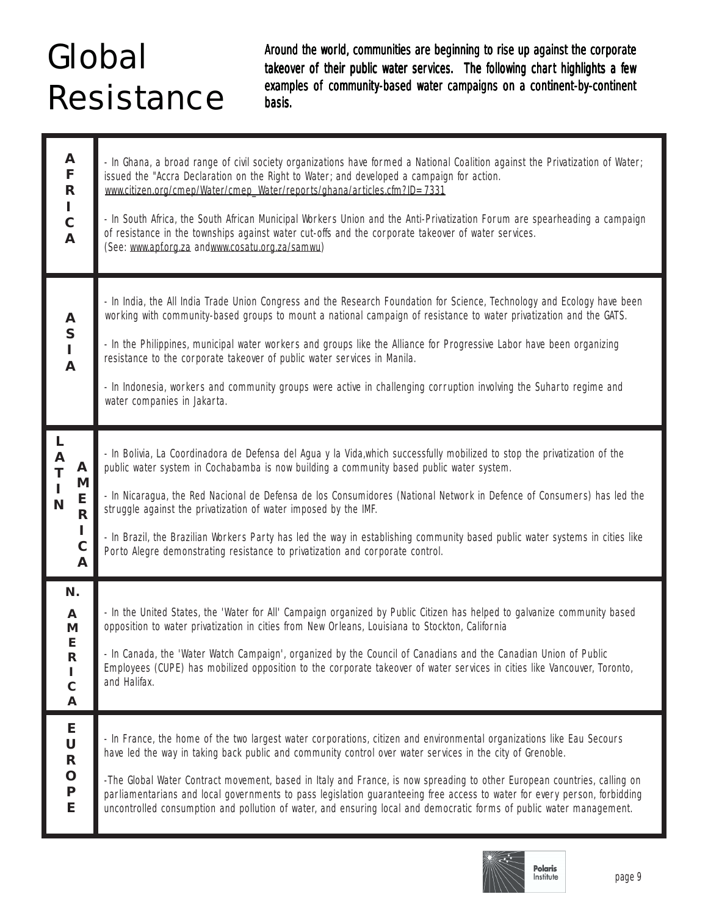# Global Resistance

**Around the world, communities are beginning to rise up against the corporate takeover of their public water services. The following chart highlights a few examples of community-based water campaigns on a continent-by-continent basis.**

| Region | Campaigns |
| --- | --- |
| **AFRICA** | - In Ghana, a broad range of civil society organizations have formed a National Coalition against the Privatization of Water; issued the "Accra Declaration on the Right to Water; and developed a campaign for action. www.citizen.org/cmep/Water/cmep_Water/reports/ghana/articles.cfm?ID=7331<br><br>- In South Africa, the South African Municipal Workers Union and the Anti-Privatization Forum are spearheading a campaign of resistance in the townships against water cut-offs and the corporate takeover of water services. (See: www.apf.org.za andwww.cosatu.org.za/samwu) |
| **ASIA** | - In India, the All India Trade Union Congress and the Research Foundation for Science, Technology and Ecology have been working with community-based groups to mount a national campaign of resistance to water privatization and the GATS.<br><br>- In the Philippines, municipal water workers and groups like the Alliance for Progressive Labor have been organizing resistance to the corporate takeover of public water services in Manila.<br><br>- In Indonesia, workers and community groups were active in challenging corruption involving the Suharto regime and water companies in Jakarta. |
| **LATIN AMERICA** | - In Bolivia, La Coordinadora de Defensa del Agua y la Vida,which successfully mobilized to stop the privatization of the public water system in Cochabamba is now building a community based public water system.<br><br>- In Nicaragua, the Red Nacional de Defensa de los Consumidores (National Network in Defence of Consumers) has led the struggle against the privatization of water imposed by the IMF.<br><br>- In Brazil, the Brazilian Workers Party has led the way in establishing community based public water systems in cities like Porto Alegre demonstrating resistance to privatization and corporate control. |
| **N. AMERICA** | - In the United States, the 'Water for All' Campaign organized by Public Citizen has helped to galvanize community based opposition to water privatization in cities from New Orleans, Louisiana to Stockton, California<br><br>- In Canada, the 'Water Watch Campaign', organized by the Council of Canadians and the Canadian Union of Public Employees (CUPE) has mobilized opposition to the corporate takeover of water services in cities like Vancouver, Toronto, and Halifax. |
| **EUROPE** | - In France, the home of the two largest water corporations, citizen and environmental organizations like Eau Secours have led the way in taking back public and community control over water services in the city of Grenoble.<br><br>-The Global Water Contract movement, based in Italy and France, is now spreading to other European countries, calling on parliamentarians and local governments to pass legislation guaranteeing free access to water for every person, forbidding uncontrolled consumption and pollution of water, and ensuring local and democratic forms of public water management. |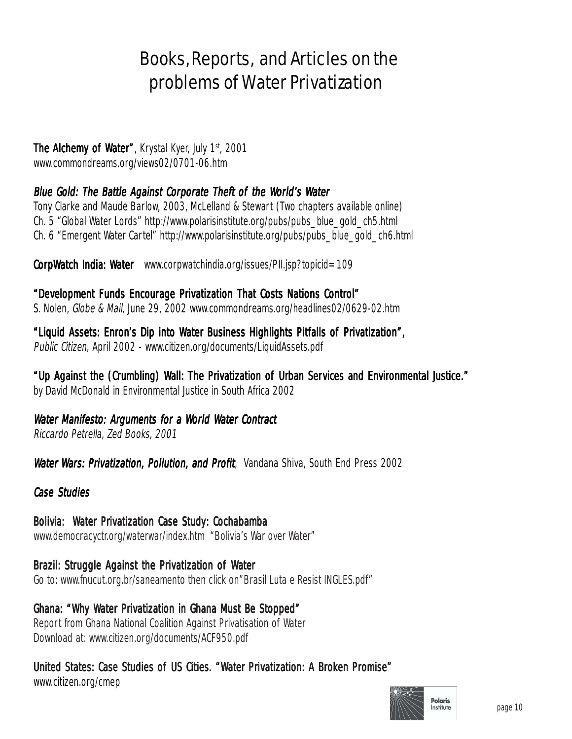# Books, Reports, and Articles on the problems of Water Privatization

**The Alchemy of Water"**, Krystal Kyer, July 1st, 2001
www.commondreams.org/views02/0701-06.htm

***Blue Gold: The Battle Against Corporate Theft of the World's Water***
Tony Clarke and Maude Barlow, 2003, McLelland & Stewart (Two chapters available online)
Ch. 5 "Global Water Lords" http://www.polarisinstitute.org/pubs/pubs_blue_gold_ch5.html
Ch. 6 "Emergent Water Cartel" http://www.polarisinstitute.org/pubs/pubs_blue_gold_ch6.html

**CorpWatch India: Water** www.corpwatchindia.org/issues/PII.jsp?topicid=109

**"Development Funds Encourage Privatization That Costs Nations Control"**
S. Nolen, *Globe & Mail*, June 29, 2002 www.commondreams.org/headlines02/0629-02.htm

**"Liquid Assets: Enron's Dip into Water Business Highlights Pitfalls of Privatization",**
*Public Citizen*, April 2002 - www.citizen.org/documents/LiquidAssets.pdf

**"Up Against the (Crumbling) Wall: The Privatization of Urban Services and Environmental Justice."**
by David McDonald in Environmental Justice in South Africa 2002

***Water Manifesto: Arguments for a World Water Contract***
*Riccardo Petrella, Zed Books, 2001*

***Water Wars: Privatization, Pollution, and Profit***, Vandana Shiva, South End Press 2002

## *Case Studies*

**Bolivia: Water Privatization Case Study: Cochabamba**
www.democracyctr.org/waterwar/index.htm "Bolivia's War over Water"

**Brazil: Struggle Against the Privatization of Water**
Go to: www.fnucut.org.br/saneamento then click on"Brasil Luta e Resist INGLES.pdf"

**Ghana: "Why Water Privatization in Ghana Must Be Stopped"**
Report from Ghana National Coalition Against Privatisation of Water
Download at: www.citizen.org/documents/ACF950.pdf

**United States: Case Studies of US Cities. "Water Privatization: A Broken Promise"**
www.citizen.org/cmep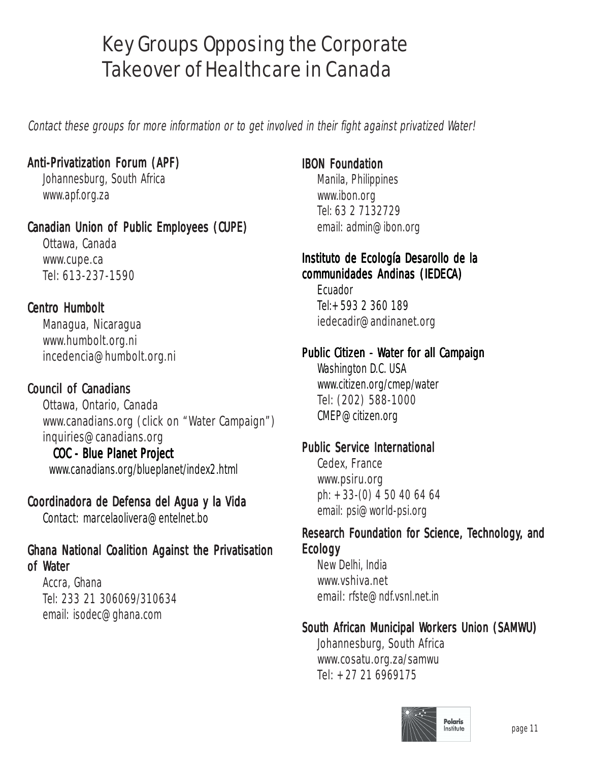# Key Groups Opposing the Corporate Takeover of Healthcare in Canada

*Contact these groups for more information or to get involved in their fight against privatized Water!*

**Anti-Privatization Forum (APF)**
Johannesburg, South Africa
www.apf.org.za

**Canadian Union of Public Employees (CUPE)**
Ottawa, Canada
www.cupe.ca
Tel: 613-237-1590

**Centro Humbolt**
Managua, Nicaragua
www.humbolt.org.ni
incedencia@humbolt.org.ni

**Council of Canadians**
Ottawa, Ontario, Canada
www.canadians.org (click on "Water Campaign")
inquiries@canadians.org

**COC - Blue Planet Project**
www.canadians.org/blueplanet/index2.html

**Coordinadora de Defensa del Agua y la Vida**
Contact: marcelaolivera@entelnet.bo

**Ghana National Coalition Against the Privatisation of Water**
Accra, Ghana
Tel: 233 21 306069/310634
email: isodec@ghana.com

**IBON Foundation**
Manila, Philippines
www.ibon.org
Tel: 63 2 7132729
email: admin@ibon.org

**Instituto de Ecología Desarollo de la communidades Andinas (IEDECA)**
Ecuador
Tel:+593 2 360 189
iedecadir@andinanet.org

**Public Citizen - Water for all Campaign**
Washington D.C. USA
www.citizen.org/cmep/water
Tel: (202) 588-1000
CMEP@citizen.org

**Public Service International**
Cedex, France
www.psiru.org
ph: +33-(0) 4 50 40 64 64
email: psi@world-psi.org

**Research Foundation for Science, Technology, and Ecology**
New Delhi, India
www.vshiva.net
email: rfste@ndf.vsnl.net.in

**South African Municipal Workers Union (SAMWU)**
Johannesburg, South Africa
www.cosatu.org.za/samwu
Tel: +27 21 6969175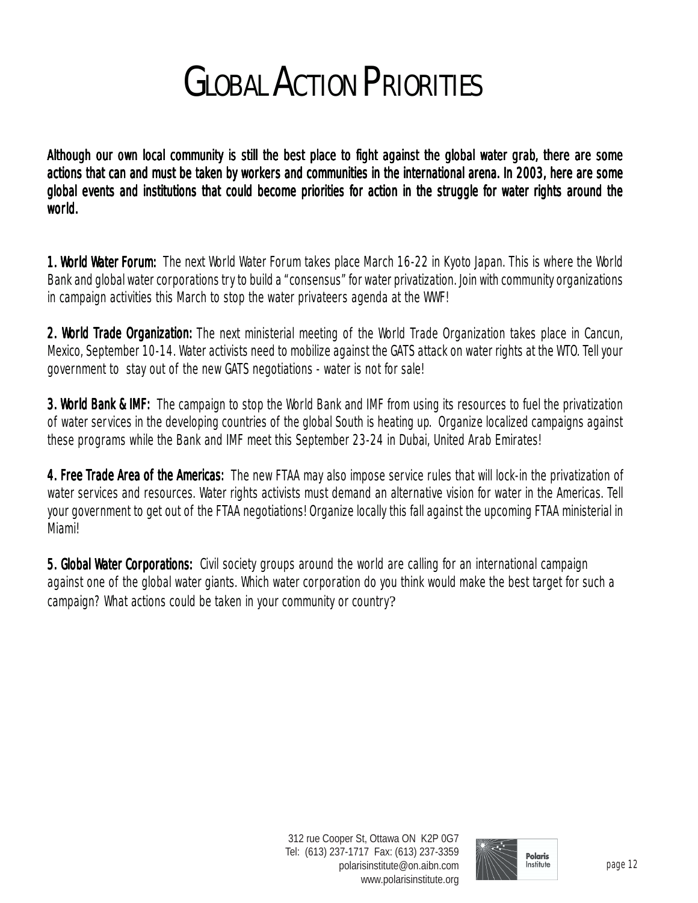# GLOBAL ACTION PRIORITIES

**Although our own local community is still the best place to fight against the global water grab, there are some actions that can and must be taken by workers and communities in the international arena. In 2003, here are some global events and institutions that could become priorities for action in the struggle for water rights around the world.**

**1. World Water Forum:** *The next World Water Forum takes place March 16-22 in Kyoto Japan. This is where the World Bank and global water corporations try to build a "consensus" for water privatization. Join with community organizations in campaign activities this March to stop the water privateers agenda at the WWF!*

**2. World Trade Organization:** *The next ministerial meeting of the World Trade Organization takes place in Cancun, Mexico, September 10-14. Water activists need to mobilize against the GATS attack on water rights at the WTO. Tell your government to stay out of the new GATS negotiations - water is not for sale!*

**3. World Bank & IMF:** *The campaign to stop the World Bank and IMF from using its resources to fuel the privatization of water services in the developing countries of the global South is heating up. Organize localized campaigns against these programs while the Bank and IMF meet this September 23-24 in Dubai, United Arab Emirates!*

**4. Free Trade Area of the Americas:** *The new FTAA may also impose service rules that will lock-in the privatization of water services and resources. Water rights activists must demand an alternative vision for water in the Americas. Tell your government to get out of the FTAA negotiations! Organize locally this fall against the upcoming FTAA ministerial in Miami!*

**5. Global Water Corporations:** *Civil society groups around the world are calling for an international campaign against one of the global water giants. Which water corporation do you think would make the best target for such a campaign? What actions could be taken in your community or country?*

312 rue Cooper St, Ottawa ON K2P 0G7
Tel: (613) 237-1717 Fax: (613) 237-3359
polarisinstitute@on.aibn.com
www.polarisinstitute.org

Polaris Institute